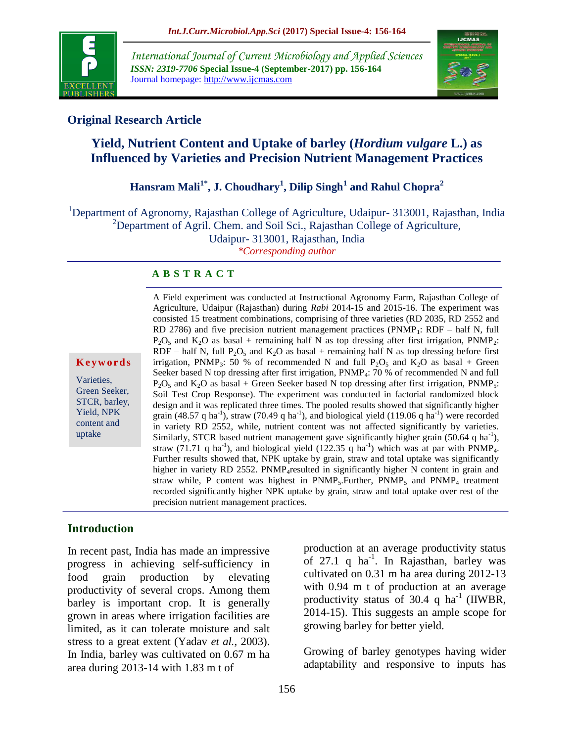International Journal of Current Microbiology and Applied Sciences
*ISSN: 2319-7706* **Special Issue-4 (September-2017) pp. 156-164**
Journal homepage: http://www.ijcmas.com

## Original Research Article

# Yield, Nutrient Content and Uptake of barley (*Hordium vulgare* L.) as Influenced by Varieties and Precision Nutrient Management Practices

**Hansram Mali[1*], J. Choudhary[1], Dilip Singh[1] and Rahul Chopra[2]**

[1]Department of Agronomy, Rajasthan College of Agriculture, Udaipur- 313001, Rajasthan, India
[2]Department of Agril. Chem. and Soil Sci., Rajasthan College of Agriculture, Udaipur- 313001, Rajasthan, India
*Corresponding author

### A B S T R A C T

**Keywords**

Varieties, Green Seeker, STCR, barley, Yield, NPK content and uptake

A Field experiment was conducted at Instructional Agronomy Farm, Rajasthan College of Agriculture, Udaipur (Rajasthan) during *Rabi* 2014-15 and 2015-16. The experiment was consisted 15 treatment combinations, comprising of three varieties (RD 2035, RD 2552 and RD 2786) and five precision nutrient management practices ($PNMP_1$: RDF – half N, full $P_2O_5$ and $K_2O$ as basal + remaining half N as top dressing after first irrigation, $PNMP_2$: RDF – half N, full $P_2O_5$ and $K_2O$ as basal + remaining half N as top dressing before first irrigation, $PNMP_3$: 50 % of recommended N and full $P_2O_5$ and $K_2O$ as basal + Green Seeker based N top dressing after first irrigation, $PNMP_4$: 70 % of recommended N and full $P_2O_5$ and $K_2O$ as basal + Green Seeker based N top dressing after first irrigation, $PNMP_5$: Soil Test Crop Response). The experiment was conducted in factorial randomized block design and it was replicated three times. The pooled results showed that significantly higher grain (48.57 q $ha^{-1}$), straw (70.49 q $ha^{-1}$), and biological yield (119.06 q $ha^{-1}$) were recorded in variety RD 2552, while, nutrient content was not affected significantly by varieties. Similarly, STCR based nutrient management gave significantly higher grain (50.64 q $ha^{-1}$), straw (71.71 q $ha^{-1}$), and biological yield (122.35 q $ha^{-1}$) which was at par with $PNMP_4$. Further results showed that, NPK uptake by grain, straw and total uptake was significantly higher in variety RD 2552. $PNMP_4$resulted in significantly higher N content in grain and straw while, P content was highest in $PNMP_5$.Further, $PNMP_5$ and $PNMP_4$ treatment recorded significantly higher NPK uptake by grain, straw and total uptake over rest of the precision nutrient management practices.

## Introduction

In recent past, India has made an impressive progress in achieving self-sufficiency in food grain production by elevating productivity of several crops. Among them barley is important crop. It is generally grown in areas where irrigation facilities are limited, as it can tolerate moisture and salt stress to a great extent (Yadav *et al.,* 2003). In India, barley was cultivated on 0.67 m ha area during 2013-14 with 1.83 m t of production at an average productivity status of 27.1 q $ha^{-1}$. In Rajasthan, barley was cultivated on 0.31 m ha area during 2012-13 with 0.94 m t of production at an average productivity status of 30.4 q $ha^{-1}$ (IIWBR, 2014-15). This suggests an ample scope for growing barley for better yield.

Growing of barley genotypes having wider adaptability and responsive to inputs has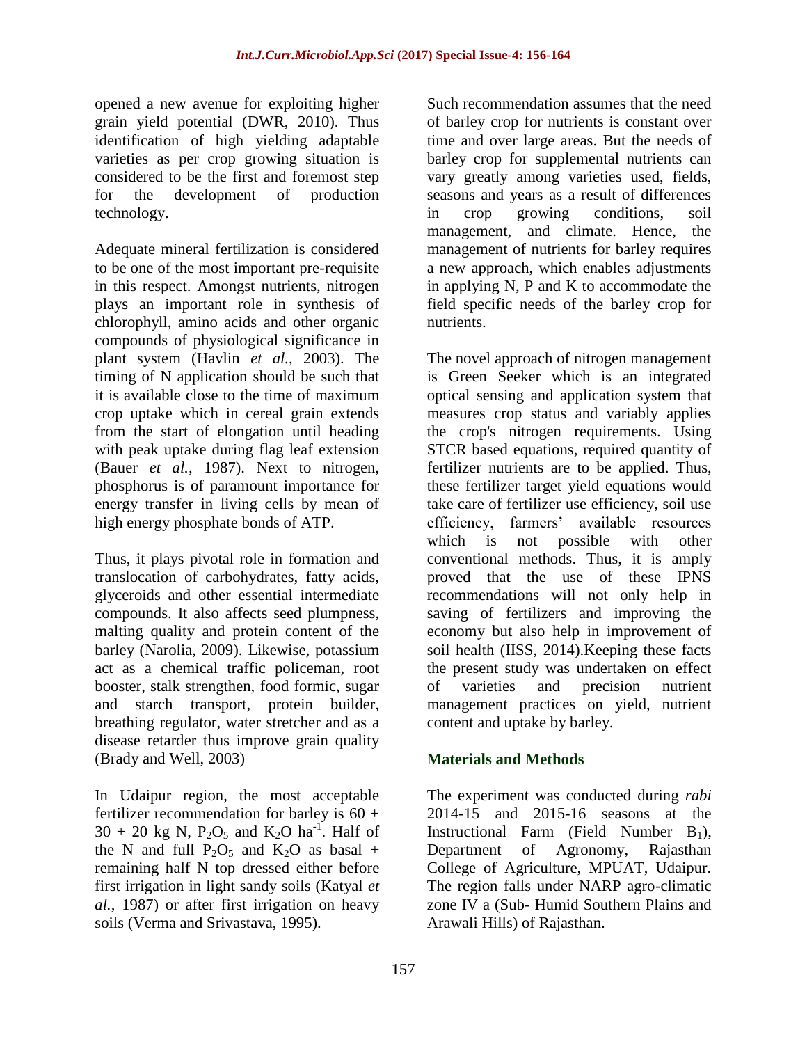opened a new avenue for exploiting higher grain yield potential (DWR, 2010). Thus identification of high yielding adaptable varieties as per crop growing situation is considered to be the first and foremost step for the development of production technology.

Adequate mineral fertilization is considered to be one of the most important pre-requisite in this respect. Amongst nutrients, nitrogen plays an important role in synthesis of chlorophyll, amino acids and other organic compounds of physiological significance in plant system (Havlin *et al.,* 2003). The timing of N application should be such that it is available close to the time of maximum crop uptake which in cereal grain extends from the start of elongation until heading with peak uptake during flag leaf extension (Bauer *et al.,* 1987). Next to nitrogen, phosphorus is of paramount importance for energy transfer in living cells by mean of high energy phosphate bonds of ATP.

Thus, it plays pivotal role in formation and translocation of carbohydrates, fatty acids, glyceroids and other essential intermediate compounds. It also affects seed plumpness, malting quality and protein content of the barley (Narolia, 2009). Likewise, potassium act as a chemical traffic policeman, root booster, stalk strengthen, food formic, sugar and starch transport, protein builder, breathing regulator, water stretcher and as a disease retarder thus improve grain quality (Brady and Well, 2003)

In Udaipur region, the most acceptable fertilizer recommendation for barley is 60 + 30 + 20 kg N, $P_2O_5$ and $K_2O$ $ha^{-1}$. Half of the N and full $P_2O_5$ and $K_2O$ as basal + remaining half N top dressed either before first irrigation in light sandy soils (Katyal *et al.,* 1987) or after first irrigation on heavy soils (Verma and Srivastava, 1995).

Such recommendation assumes that the need of barley crop for nutrients is constant over time and over large areas. But the needs of barley crop for supplemental nutrients can vary greatly among varieties used, fields, seasons and years as a result of differences in crop growing conditions, soil management, and climate. Hence, the management of nutrients for barley requires a new approach, which enables adjustments in applying N, P and K to accommodate the field specific needs of the barley crop for nutrients.

The novel approach of nitrogen management is Green Seeker which is an integrated optical sensing and application system that measures crop status and variably applies the crop's nitrogen requirements. Using STCR based equations, required quantity of fertilizer nutrients are to be applied. Thus, these fertilizer target yield equations would take care of fertilizer use efficiency, soil use efficiency, farmers' available resources which is not possible with other conventional methods. Thus, it is amply proved that the use of these IPNS recommendations will not only help in saving of fertilizers and improving the economy but also help in improvement of soil health (IISS, 2014).Keeping these facts the present study was undertaken on effect of varieties and precision nutrient management practices on yield, nutrient content and uptake by barley.

## Materials and Methods

The experiment was conducted during *rabi* 2014-15 and 2015-16 seasons at the Instructional Farm (Field Number $B_1$), Department of Agronomy, Rajasthan College of Agriculture, MPUAT, Udaipur. The region falls under NARP agro-climatic zone IV a (Sub- Humid Southern Plains and Arawali Hills) of Rajasthan.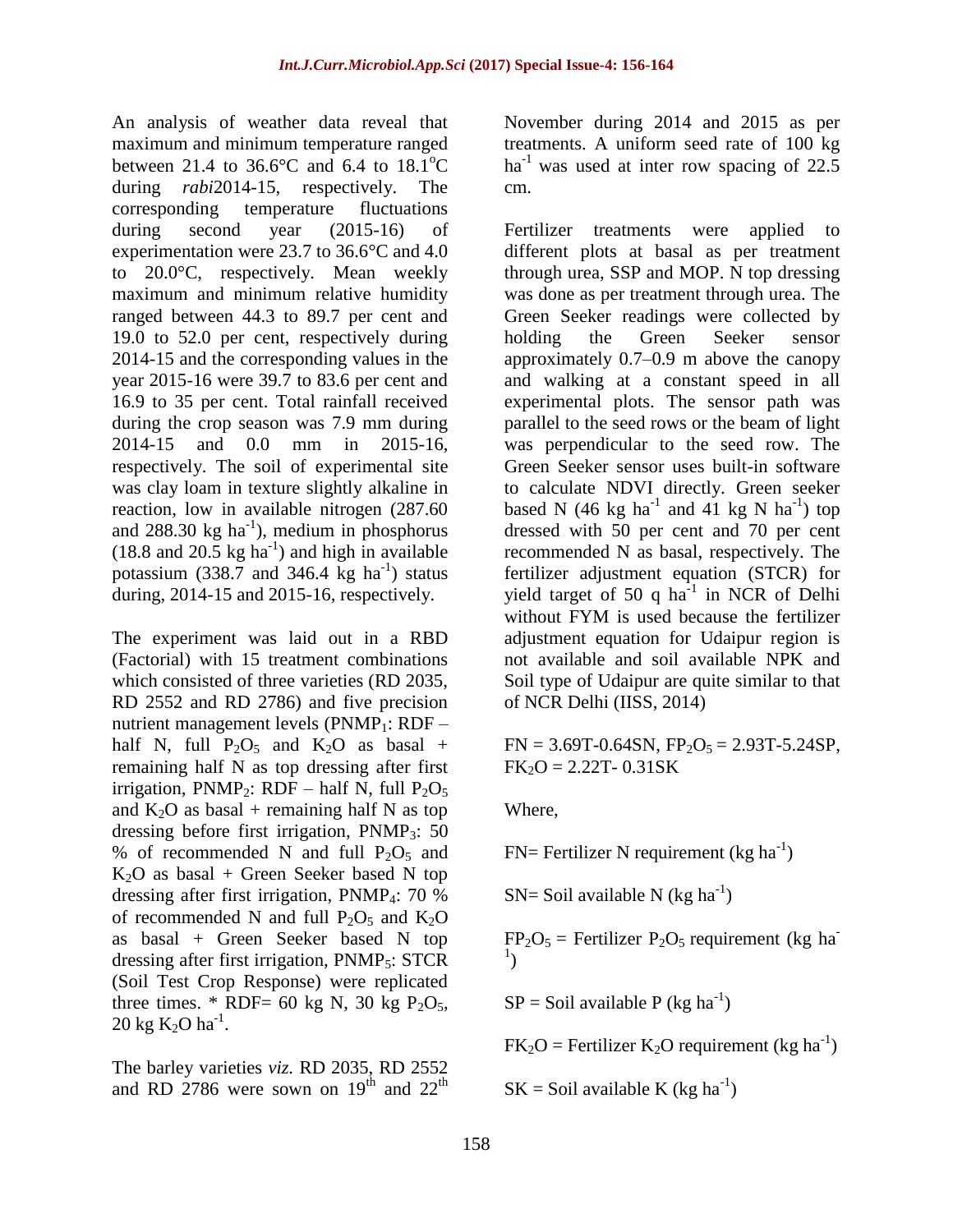An analysis of weather data reveal that maximum and minimum temperature ranged between 21.4 to 36.6°C and 6.4 to 18.1°C during *rabi*2014-15, respectively. The corresponding temperature fluctuations during second year (2015-16) of experimentation were 23.7 to 36.6°C and 4.0 to 20.0°C, respectively. Mean weekly maximum and minimum relative humidity ranged between 44.3 to 89.7 per cent and 19.0 to 52.0 per cent, respectively during 2014-15 and the corresponding values in the year 2015-16 were 39.7 to 83.6 per cent and 16.9 to 35 per cent. Total rainfall received during the crop season was 7.9 mm during 2014-15 and 0.0 mm in 2015-16, respectively. The soil of experimental site was clay loam in texture slightly alkaline in reaction, low in available nitrogen (287.60 and 288.30 kg $ha^{-1}$), medium in phosphorus (18.8 and 20.5 kg $ha^{-1}$) and high in available potassium (338.7 and 346.4 kg $ha^{-1}$) status during, 2014-15 and 2015-16, respectively.

The experiment was laid out in a RBD (Factorial) with 15 treatment combinations which consisted of three varieties (RD 2035, RD 2552 and RD 2786) and five precision nutrient management levels ($PNMP_1$: RDF – half N, full $P_2O_5$ and $K_2O$ as basal + remaining half N as top dressing after first irrigation, $PNMP_2$: RDF – half N, full $P_2O_5$ and $K_2O$ as basal + remaining half N as top dressing before first irrigation, $PNMP_3$: 50 % of recommended N and full $P_2O_5$ and $K_2O$ as basal + Green Seeker based N top dressing after first irrigation, $PNMP_4$: 70 % of recommended N and full $P_2O_5$ and $K_2O$ as basal + Green Seeker based N top dressing after first irrigation, $PNMP_5$: STCR (Soil Test Crop Response) were replicated three times. * RDF= 60 kg N, 30 kg $P_2O_5$, 20 kg $K_2O$ $ha^{-1}$.

The barley varieties *viz.* RD 2035, RD 2552 and RD 2786 were sown on 19th and 22nd November during 2014 and 2015 as per treatments. A uniform seed rate of 100 kg $ha^{-1}$ was used at inter row spacing of 22.5 cm.

Fertilizer treatments were applied to different plots at basal as per treatment through urea, SSP and MOP. N top dressing was done as per treatment through urea. The Green Seeker readings were collected by holding the Green Seeker sensor approximately 0.7–0.9 m above the canopy and walking at a constant speed in all experimental plots. The sensor path was parallel to the seed rows or the beam of light was perpendicular to the seed row. The Green Seeker sensor uses built-in software to calculate NDVI directly. Green seeker based N (46 kg $ha^{-1}$ and 41 kg N $ha^{-1}$) top dressed with 50 per cent and 70 per cent recommended N as basal, respectively. The fertilizer adjustment equation (STCR) for yield target of 50 q $ha^{-1}$ in NCR of Delhi without FYM is used because the fertilizer adjustment equation for Udaipur region is not available and soil available NPK and Soil type of Udaipur are quite similar to that of NCR Delhi (IISS, 2014)

$FN = 3.69T-0.64SN$, $FP_2O_5 = 2.93T-5.24SP$, $FK_2O = 2.22T- 0.31SK$

Where,

FN= Fertilizer N requirement (kg $ha^{-1}$)

SN= Soil available N (kg $ha^{-1}$)

$FP_2O_5$ = Fertilizer $P_2O_5$ requirement (kg $ha^{-1}$)

SP = Soil available P (kg $ha^{-1}$)

$FK_2O$ = Fertilizer $K_2O$ requirement (kg $ha^{-1}$)

SK = Soil available K (kg $ha^{-1}$)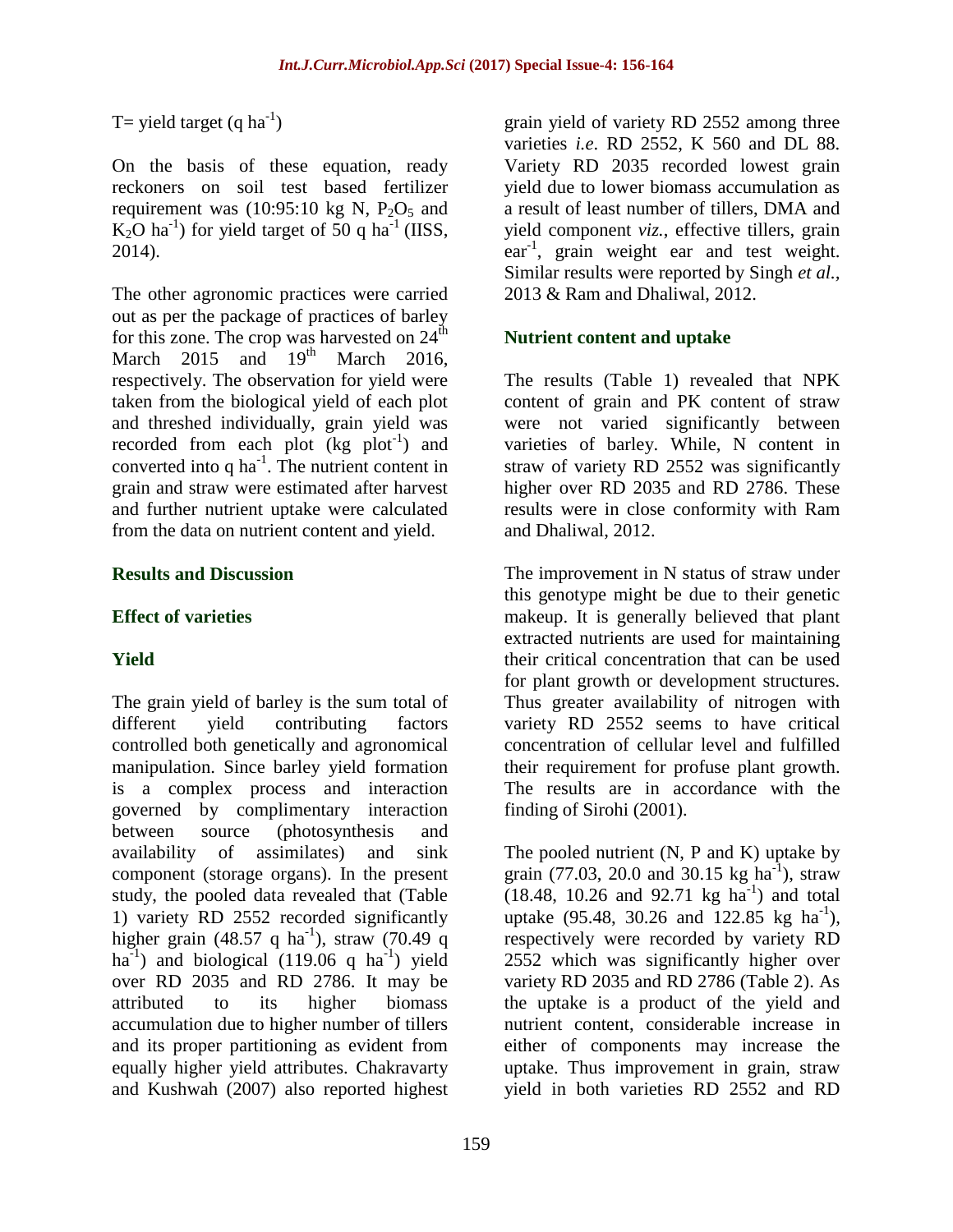T= yield target (q $ha^{-1}$)

On the basis of these equation, ready reckoners on soil test based fertilizer requirement was (10:95:10 kg N, $P_2O_5$ and $K_2O$ $ha^{-1}$) for yield target of 50 q $ha^{-1}$ (IISS, 2014).

The other agronomic practices were carried out as per the package of practices of barley for this zone. The crop was harvested on 24th March 2015 and 19th March 2016, respectively. The observation for yield were taken from the biological yield of each plot and threshed individually, grain yield was recorded from each plot (kg $plot^{-1}$) and converted into q $ha^{-1}$. The nutrient content in grain and straw were estimated after harvest and further nutrient uptake were calculated from the data on nutrient content and yield.

## Results and Discussion

### Effect of varieties

### Yield

The grain yield of barley is the sum total of different yield contributing factors controlled both genetically and agronomical manipulation. Since barley yield formation is a complex process and interaction governed by complimentary interaction between source (photosynthesis and availability of assimilates) and sink component (storage organs). In the present study, the pooled data revealed that (Table 1) variety RD 2552 recorded significantly higher grain (48.57 q $ha^{-1}$), straw (70.49 q $ha^{-1}$) and biological (119.06 q $ha^{-1}$) yield over RD 2035 and RD 2786. It may be attributed to its higher biomass accumulation due to higher number of tillers and its proper partitioning as evident from equally higher yield attributes. Chakravarty and Kushwah (2007) also reported highest grain yield of variety RD 2552 among three varieties *i.e*. RD 2552, K 560 and DL 88. Variety RD 2035 recorded lowest grain yield due to lower biomass accumulation as a result of least number of tillers, DMA and yield component *viz.*, effective tillers, grain $ear^{-1}$, grain weight ear and test weight. Similar results were reported by Singh *et al.*, 2013 & Ram and Dhaliwal, 2012.

### Nutrient content and uptake

The results (Table 1) revealed that NPK content of grain and PK content of straw were not varied significantly between varieties of barley. While, N content in straw of variety RD 2552 was significantly higher over RD 2035 and RD 2786. These results were in close conformity with Ram and Dhaliwal, 2012.

The improvement in N status of straw under this genotype might be due to their genetic makeup. It is generally believed that plant extracted nutrients are used for maintaining their critical concentration that can be used for plant growth or development structures. Thus greater availability of nitrogen with variety RD 2552 seems to have critical concentration of cellular level and fulfilled their requirement for profuse plant growth. The results are in accordance with the finding of Sirohi (2001).

The pooled nutrient (N, P and K) uptake by grain (77.03, 20.0 and 30.15 kg $ha^{-1}$), straw (18.48, 10.26 and 92.71 kg $ha^{-1}$) and total uptake (95.48, 30.26 and 122.85 kg $ha^{-1}$), respectively were recorded by variety RD 2552 which was significantly higher over variety RD 2035 and RD 2786 (Table 2). As the uptake is a product of the yield and nutrient content, considerable increase in either of components may increase the uptake. Thus improvement in grain, straw yield in both varieties RD 2552 and RD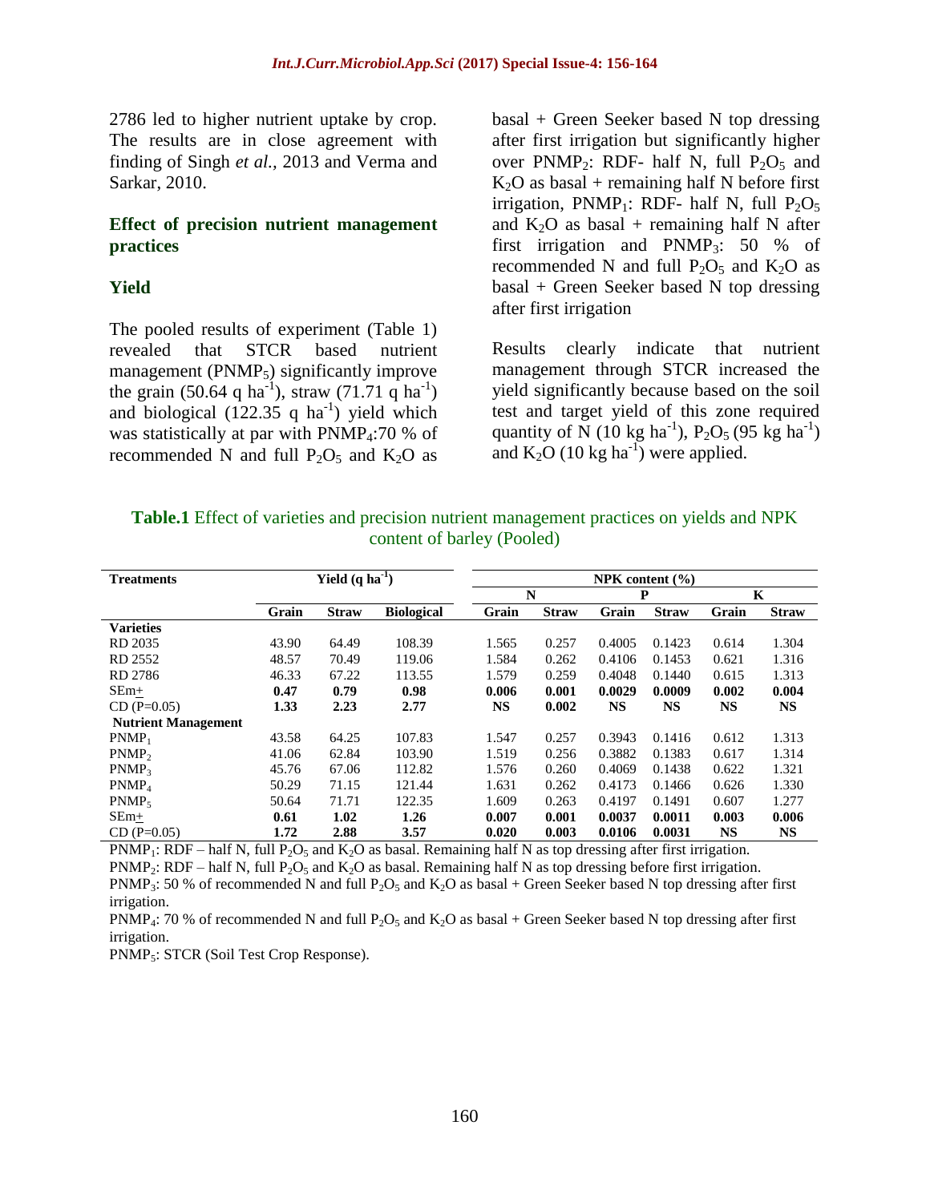2786 led to higher nutrient uptake by crop. The results are in close agreement with finding of Singh *et al.,* 2013 and Verma and Sarkar, 2010.

## Effect of precision nutrient management practices

### Yield

The pooled results of experiment (Table 1) revealed that STCR based nutrient management ($PNMP_5$) significantly improve the grain (50.64 q $ha^{-1}$), straw (71.71 q $ha^{-1}$) and biological (122.35 q $ha^{-1}$) yield which was statistically at par with $PNMP_4$:70 % of recommended N and full $P_2O_5$ and $K_2O$ as basal + Green Seeker based N top dressing after first irrigation but significantly higher over $PNMP_2$: RDF- half N, full $P_2O_5$ and $K_2O$ as basal + remaining half N before first irrigation, $PNMP_1$: RDF- half N, full $P_2O_5$ and $K_2O$ as basal + remaining half N after first irrigation and $PNMP_3$: 50 % of recommended N and full $P_2O_5$ and $K_2O$ as basal + Green Seeker based N top dressing after first irrigation

Results clearly indicate that nutrient management through STCR increased the yield significantly because based on the soil test and target yield of this zone required quantity of N (10 kg $ha^{-1}$), $P_2O_5$ (95 kg $ha^{-1}$) and $K_2O$ (10 kg $ha^{-1}$) were applied.

**Table.1** Effect of varieties and precision nutrient management practices on yields and NPK content of barley (Pooled)

| Treatments | Yield (q $ha^{-1}$) | | | NPK content (%) | | | | | |
|---|---|---|---|---|---|---|---|---|---|
| | | | | N | | P | | K | |
| | Grain | Straw | Biological | Grain | Straw | Grain | Straw | Grain | Straw |
| **Varieties** | | | | | | | | | |
| RD 2035 | 43.90 | 64.49 | 108.39 | 1.565 | 0.257 | 0.4005 | 0.1423 | 0.614 | 1.304 |
| RD 2552 | 48.57 | 70.49 | 119.06 | 1.584 | 0.262 | 0.4106 | 0.1453 | 0.621 | 1.316 |
| RD 2786 | 46.33 | 67.22 | 113.55 | 1.579 | 0.259 | 0.4048 | 0.1440 | 0.615 | 1.313 |
| SEm± | **0.47** | **0.79** | **0.98** | **0.006** | **0.001** | **0.0029** | **0.0009** | **0.002** | **0.004** |
| CD (P=0.05) | **1.33** | **2.23** | **2.77** | **NS** | **0.002** | **NS** | **NS** | **NS** | **NS** |
| **Nutrient Management** | | | | | | | | | |
| $PNMP_1$ | 43.58 | 64.25 | 107.83 | 1.547 | 0.257 | 0.3943 | 0.1416 | 0.612 | 1.313 |
| $PNMP_2$ | 41.06 | 62.84 | 103.90 | 1.519 | 0.256 | 0.3882 | 0.1383 | 0.617 | 1.314 |
| $PNMP_3$ | 45.76 | 67.06 | 112.82 | 1.576 | 0.260 | 0.4069 | 0.1438 | 0.622 | 1.321 |
| $PNMP_4$ | 50.29 | 71.15 | 121.44 | 1.631 | 0.262 | 0.4173 | 0.1466 | 0.626 | 1.330 |
| $PNMP_5$ | 50.64 | 71.71 | 122.35 | 1.609 | 0.263 | 0.4197 | 0.1491 | 0.607 | 1.277 |
| SEm± | **0.61** | **1.02** | **1.26** | **0.007** | **0.001** | **0.0037** | **0.0011** | **0.003** | **0.006** |
| CD (P=0.05) | **1.72** | **2.88** | **3.57** | **0.020** | **0.003** | **0.0106** | **0.0031** | **NS** | **NS** |

$PNMP_1$: RDF – half N, full $P_2O_5$ and $K_2O$ as basal. Remaining half N as top dressing after first irrigation.

$PNMP_2$: RDF – half N, full $P_2O_5$ and $K_2O$ as basal. Remaining half N as top dressing before first irrigation.

$PNMP_3$: 50 % of recommended N and full $P_2O_5$ and $K_2O$ as basal + Green Seeker based N top dressing after first irrigation.

$PNMP_4$: 70 % of recommended N and full $P_2O_5$ and $K_2O$ as basal + Green Seeker based N top dressing after first irrigation.

$PNMP_5$: STCR (Soil Test Crop Response).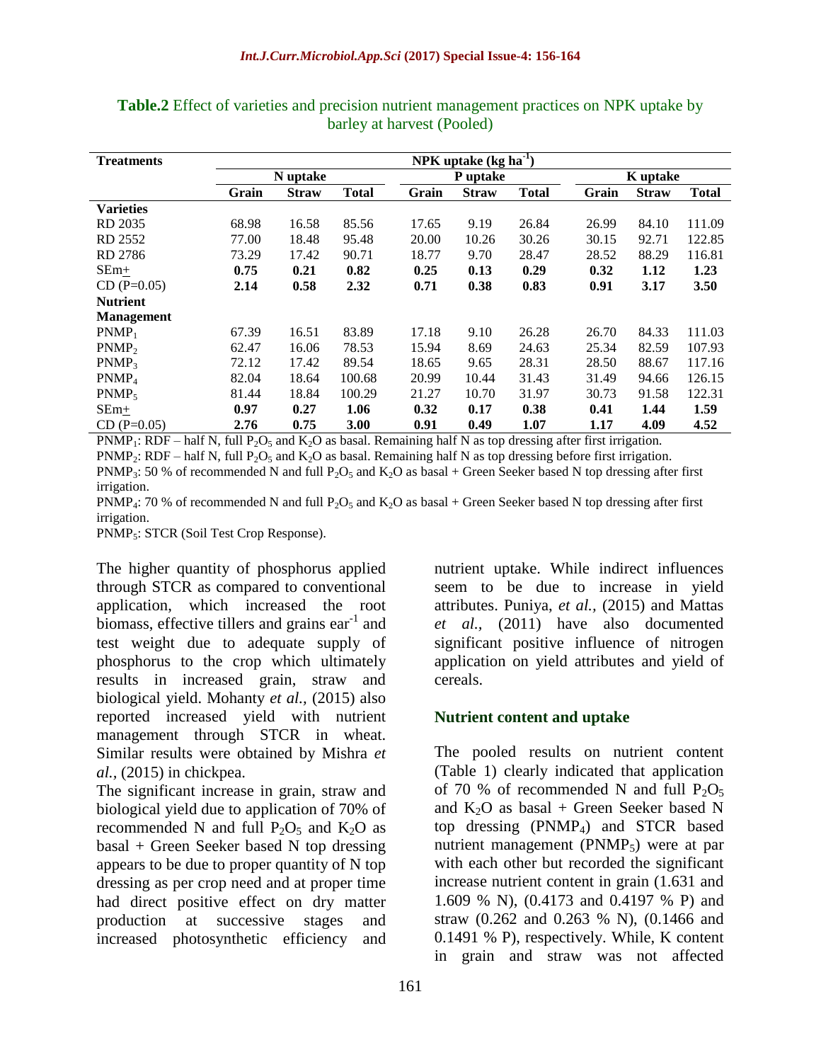**Table.2** Effect of varieties and precision nutrient management practices on NPK uptake by barley at harvest (Pooled)

| Treatments | NPK uptake (kg ha$^{-1}$) | | | | | | | | |
|---|---|---|---|---|---|---|---|---|---|
| | N uptake | | | P uptake | | | K uptake | | |
| | Grain | Straw | Total | Grain | Straw | Total | Grain | Straw | Total |
| **Varieties** | | | | | | | | | |
| RD 2035 | 68.98 | 16.58 | 85.56 | 17.65 | 9.19 | 26.84 | 26.99 | 84.10 | 111.09 |
| RD 2552 | 77.00 | 18.48 | 95.48 | 20.00 | 10.26 | 30.26 | 30.15 | 92.71 | 122.85 |
| RD 2786 | 73.29 | 17.42 | 90.71 | 18.77 | 9.70 | 28.47 | 28.52 | 88.29 | 116.81 |
| SEm$\pm$ | **0.75** | **0.21** | **0.82** | **0.25** | **0.13** | **0.29** | **0.32** | **1.12** | **1.23** |
| CD (P=0.05) | **2.14** | **0.58** | **2.32** | **0.71** | **0.38** | **0.83** | **0.91** | **3.17** | **3.50** |
| **Nutrient Management** | | | | | | | | | |
| $PNMP_1$ | 67.39 | 16.51 | 83.89 | 17.18 | 9.10 | 26.28 | 26.70 | 84.33 | 111.03 |
| $PNMP_2$ | 62.47 | 16.06 | 78.53 | 15.94 | 8.69 | 24.63 | 25.34 | 82.59 | 107.93 |
| $PNMP_3$ | 72.12 | 17.42 | 89.54 | 18.65 | 9.65 | 28.31 | 28.50 | 88.67 | 117.16 |
| $PNMP_4$ | 82.04 | 18.64 | 100.68 | 20.99 | 10.44 | 31.43 | 31.49 | 94.66 | 126.15 |
| $PNMP_5$ | 81.44 | 18.84 | 100.29 | 21.27 | 10.70 | 31.97 | 30.73 | 91.58 | 122.31 |
| SEm$\pm$ | **0.97** | **0.27** | **1.06** | **0.32** | **0.17** | **0.38** | **0.41** | **1.44** | **1.59** |
| CD (P=0.05) | **2.76** | **0.75** | **3.00** | **0.91** | **0.49** | **1.07** | **1.17** | **4.09** | **4.52** |

$PNMP_1$: RDF – half N, full $P_2O_5$ and $K_2O$ as basal. Remaining half N as top dressing after first irrigation.

$PNMP_2$: RDF – half N, full $P_2O_5$ and $K_2O$ as basal. Remaining half N as top dressing before first irrigation.

$PNMP_3$: 50 % of recommended N and full $P_2O_5$ and $K_2O$ as basal + Green Seeker based N top dressing after first irrigation.

$PNMP_4$: 70 % of recommended N and full $P_2O_5$ and $K_2O$ as basal + Green Seeker based N top dressing after first irrigation.

$PNMP_5$: STCR (Soil Test Crop Response).

The higher quantity of phosphorus applied through STCR as compared to conventional application, which increased the root biomass, effective tillers and grains ear$^{-1}$ and test weight due to adequate supply of phosphorus to the crop which ultimately results in increased grain, straw and biological yield. Mohanty *et al.,* (2015) also reported increased yield with nutrient management through STCR in wheat. Similar results were obtained by Mishra *et al.,* (2015) in chickpea.

The significant increase in grain, straw and biological yield due to application of 70% of recommended N and full $P_2O_5$ and $K_2O$ as basal + Green Seeker based N top dressing appears to be due to proper quantity of N top dressing as per crop need and at proper time had direct positive effect on dry matter production at successive stages and increased photosynthetic efficiency and nutrient uptake. While indirect influences seem to be due to increase in yield attributes. Puniya, *et al.,* (2015) and Mattas *et al.,* (2011) have also documented significant positive influence of nitrogen application on yield attributes and yield of cereals.

## Nutrient content and uptake

The pooled results on nutrient content (Table 1) clearly indicated that application of 70 % of recommended N and full $P_2O_5$ and $K_2O$ as basal + Green Seeker based N top dressing ($PNMP_4$) and STCR based nutrient management ($PNMP_5$) were at par with each other but recorded the significant increase nutrient content in grain (1.631 and 1.609 % N), (0.4173 and 0.4197 % P) and straw (0.262 and 0.263 % N), (0.1466 and 0.1491 % P), respectively. While, K content in grain and straw was not affected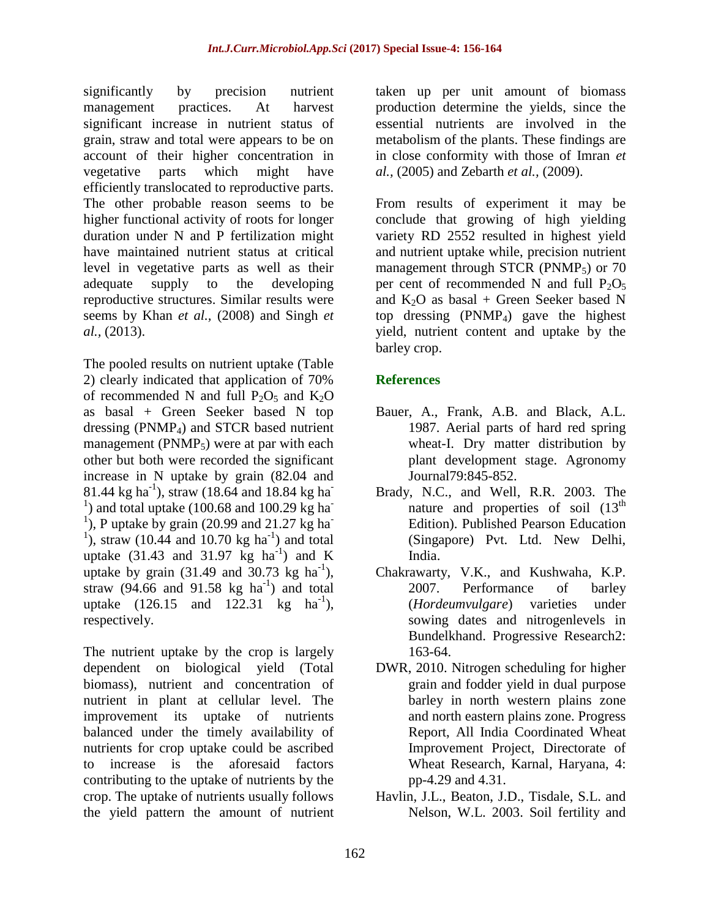significantly by precision nutrient management practices. At harvest significant increase in nutrient status of grain, straw and total were appears to be on account of their higher concentration in vegetative parts which might have efficiently translocated to reproductive parts. The other probable reason seems to be higher functional activity of roots for longer duration under N and P fertilization might have maintained nutrient status at critical level in vegetative parts as well as their adequate supply to the developing reproductive structures. Similar results were seems by Khan *et al.,* (2008) and Singh *et al.,* (2013).

The pooled results on nutrient uptake (Table 2) clearly indicated that application of 70% of recommended N and full $P_2O_5$ and $K_2O$ as basal + Green Seeker based N top dressing ($PNMP_4$) and STCR based nutrient management ($PNMP_5$) were at par with each other but both were recorded the significant increase in N uptake by grain (82.04 and 81.44 kg $ha^{-1}$), straw (18.64 and 18.84 kg $ha^{-1}$) and total uptake (100.68 and 100.29 kg $ha^{-1}$), P uptake by grain (20.99 and 21.27 kg $ha^{-1}$), straw (10.44 and 10.70 kg $ha^{-1}$) and total uptake (31.43 and 31.97 kg $ha^{-1}$) and K uptake by grain (31.49 and 30.73 kg $ha^{-1}$), straw (94.66 and 91.58 kg $ha^{-1}$) and total uptake (126.15 and 122.31 kg $ha^{-1}$), respectively.

The nutrient uptake by the crop is largely dependent on biological yield (Total biomass), nutrient and concentration of nutrient in plant at cellular level. The improvement its uptake of nutrients balanced under the timely availability of nutrients for crop uptake could be ascribed to increase is the aforesaid factors contributing to the uptake of nutrients by the crop. The uptake of nutrients usually follows the yield pattern the amount of nutrient taken up per unit amount of biomass production determine the yields, since the essential nutrients are involved in the metabolism of the plants. These findings are in close conformity with those of Imran *et al.,* (2005) and Zebarth *et al.,* (2009).

From results of experiment it may be conclude that growing of high yielding variety RD 2552 resulted in highest yield and nutrient uptake while, precision nutrient management through STCR ($PNMP_5$) or 70 per cent of recommended N and full $P_2O_5$ and $K_2O$ as basal + Green Seeker based N top dressing ($PNMP_4$) gave the highest yield, nutrient content and uptake by the barley crop.

## References

- Bauer, A., Frank, A.B. and Black, A.L. 1987. Aerial parts of hard red spring wheat-I. Dry matter distribution by plant development stage. Agronomy Journal79:845-852.
- Brady, N.C., and Well, R.R. 2003. The nature and properties of soil (13th Edition). Published Pearson Education (Singapore) Pvt. Ltd. New Delhi, India.
- Chakrawarty, V.K., and Kushwaha, K.P. 2007. Performance of barley (*Hordeumvulgare*) varieties under sowing dates and nitrogenlevels in Bundelkhand. Progressive Research2: 163-64.
- DWR, 2010. Nitrogen scheduling for higher grain and fodder yield in dual purpose barley in north western plains zone and north eastern plains zone. Progress Report, All India Coordinated Wheat Improvement Project, Directorate of Wheat Research, Karnal, Haryana, 4: pp-4.29 and 4.31.
- Havlin, J.L., Beaton, J.D., Tisdale, S.L. and Nelson, W.L. 2003. Soil fertility and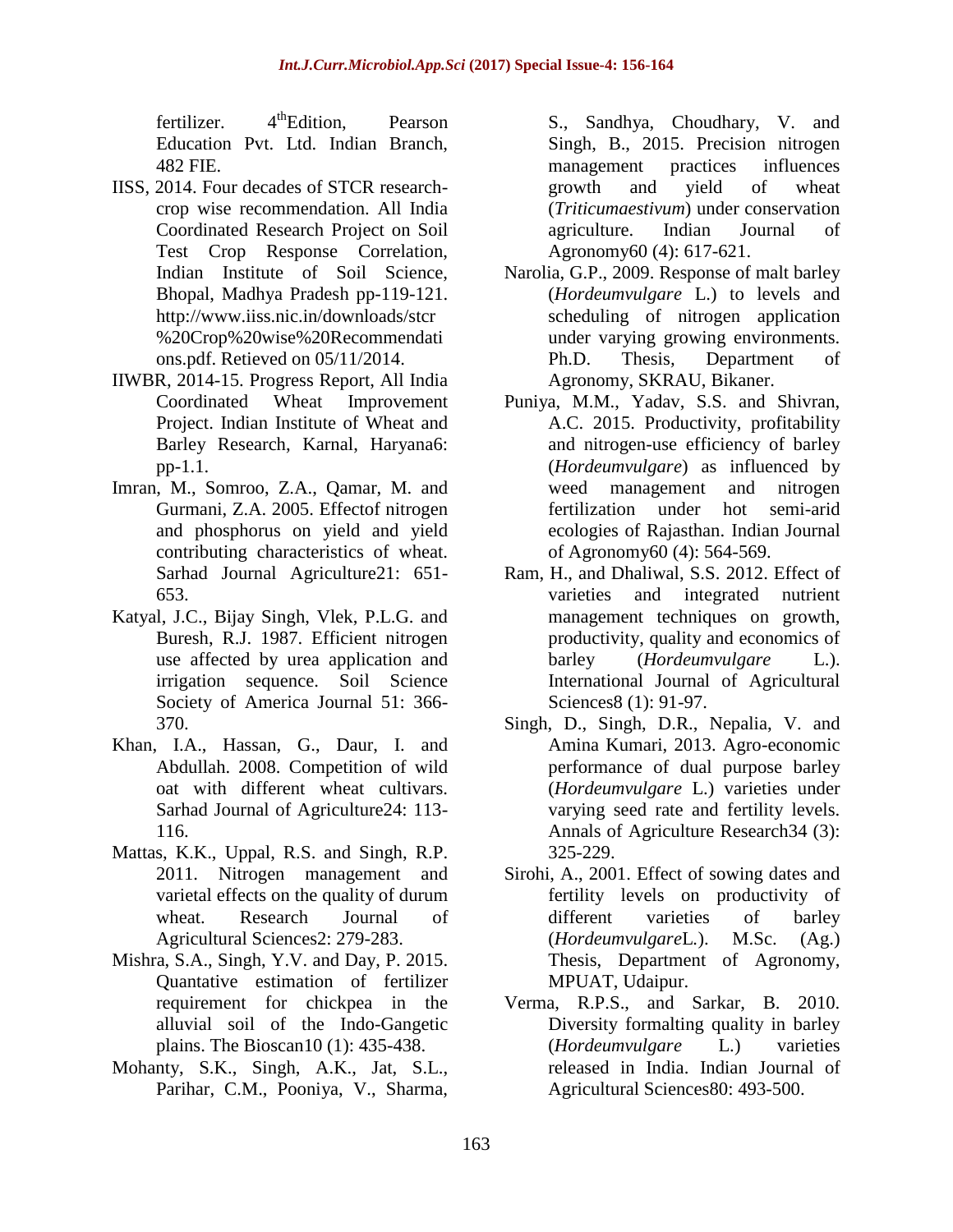fertilizer. 4th Edition, Pearson Education Pvt. Ltd. Indian Branch, 482 FIE.

IISS, 2014. Four decades of STCR research-crop wise recommendation. All India Coordinated Research Project on Soil Test Crop Response Correlation, Indian Institute of Soil Science, Bhopal, Madhya Pradesh pp-119-121. http://www.iiss.nic.in/downloads/stcr%20Crop%20wise%20Recommendations.pdf. Retieved on 05/11/2014.

IIWBR, 2014-15. Progress Report, All India Coordinated Wheat Improvement Project. Indian Institute of Wheat and Barley Research, Karnal, Haryana6: pp-1.1.

Imran, M., Somroo, Z.A., Qamar, M. and Gurmani, Z.A. 2005. Effectof nitrogen and phosphorus on yield and yield contributing characteristics of wheat. Sarhad Journal Agriculture21: 651-653.

Katyal, J.C., Bijay Singh, Vlek, P.L.G. and Buresh, R.J. 1987. Efficient nitrogen use affected by urea application and irrigation sequence. Soil Science Society of America Journal 51: 366-370.

Khan, I.A., Hassan, G., Daur, I. and Abdullah. 2008. Competition of wild oat with different wheat cultivars. Sarhad Journal of Agriculture24: 113-116.

Mattas, K.K., Uppal, R.S. and Singh, R.P. 2011. Nitrogen management and varietal effects on the quality of durum wheat. Research Journal of Agricultural Sciences2: 279-283.

Mishra, S.A., Singh, Y.V. and Day, P. 2015. Quantative estimation of fertilizer requirement for chickpea in the alluvial soil of the Indo-Gangetic plains. The Bioscan10 (1): 435-438.

Mohanty, S.K., Singh, A.K., Jat, S.L., Parihar, C.M., Pooniya, V., Sharma, S., Sandhya, Choudhary, V. and Singh, B., 2015. Precision nitrogen management practices influences growth and yield of wheat (*Triticumaestivum*) under conservation agriculture. Indian Journal of Agronomy60 (4): 617-621.

Narolia, G.P., 2009. Response of malt barley (*Hordeumvulgare* L.) to levels and scheduling of nitrogen application under varying growing environments. Ph.D. Thesis, Department of Agronomy, SKRAU, Bikaner.

Puniya, M.M., Yadav, S.S. and Shivran, A.C. 2015. Productivity, profitability and nitrogen-use efficiency of barley (*Hordeumvulgare*) as influenced by weed management and nitrogen fertilization under hot semi-arid ecologies of Rajasthan. Indian Journal of Agronomy60 (4): 564-569.

Ram, H., and Dhaliwal, S.S. 2012. Effect of varieties and integrated nutrient management techniques on growth, productivity, quality and economics of barley (*Hordeumvulgare* L.). International Journal of Agricultural Sciences8 (1): 91-97.

Singh, D., Singh, D.R., Nepalia, V. and Amina Kumari, 2013. Agro-economic performance of dual purpose barley (*Hordeumvulgare* L.) varieties under varying seed rate and fertility levels. Annals of Agriculture Research34 (3): 325-229.

Sirohi, A., 2001. Effect of sowing dates and fertility levels on productivity of different varieties of barley (*Hordeumvulgare*L.). M.Sc. (Ag.) Thesis, Department of Agronomy, MPUAT, Udaipur.

Verma, R.P.S., and Sarkar, B. 2010. Diversity formalting quality in barley (*Hordeumvulgare* L.) varieties released in India. Indian Journal of Agricultural Sciences80: 493-500.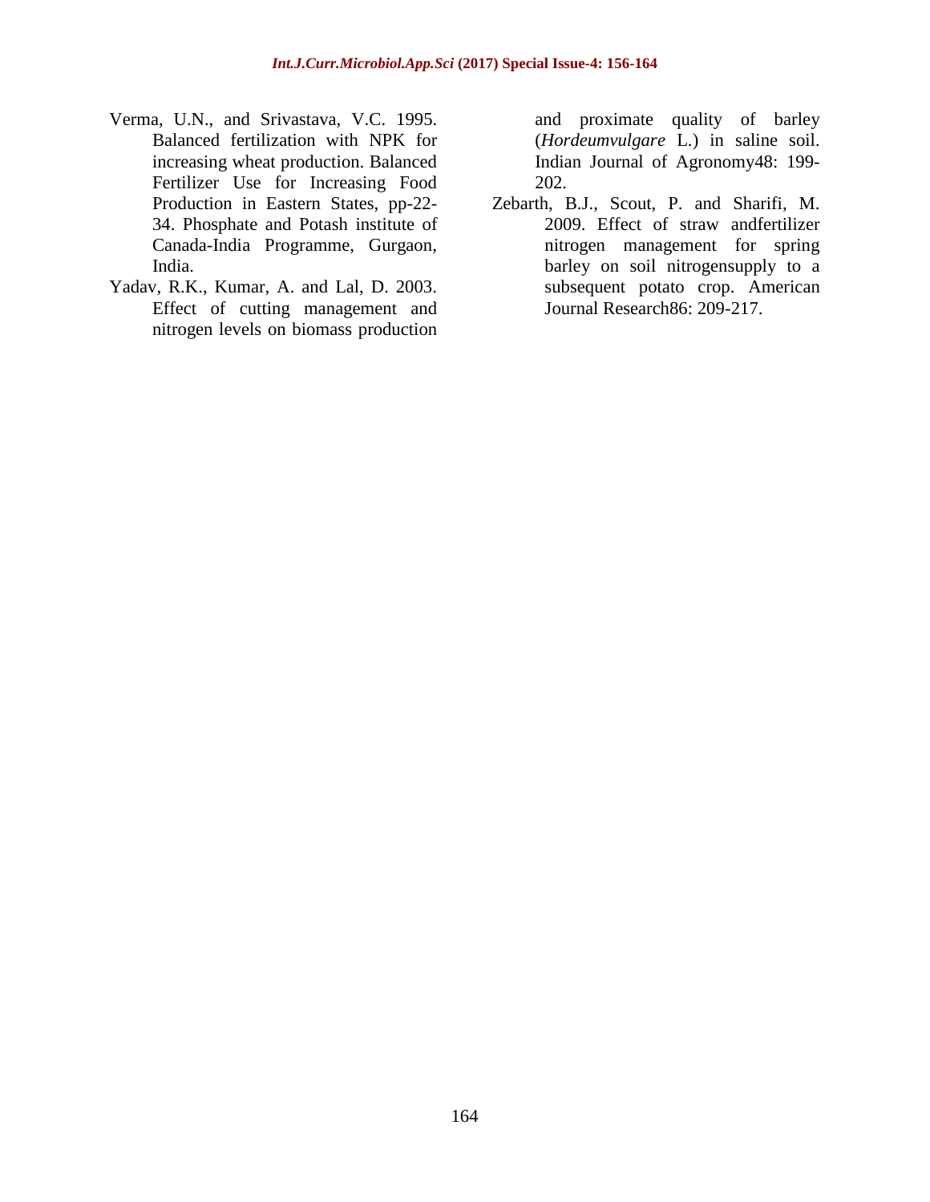Verma, U.N., and Srivastava, V.C. 1995. Balanced fertilization with NPK for increasing wheat production. Balanced Fertilizer Use for Increasing Food Production in Eastern States, pp-22-34. Phosphate and Potash institute of Canada-India Programme, Gurgaon, India.

Yadav, R.K., Kumar, A. and Lal, D. 2003. Effect of cutting management and nitrogen levels on biomass production and proximate quality of barley (*Hordeumvulgare* L.) in saline soil. Indian Journal of Agronomy48: 199-202.

Zebarth, B.J., Scout, P. and Sharifi, M. 2009. Effect of straw andfertilizer nitrogen management for spring barley on soil nitrogensupply to a subsequent potato crop. American Journal Research86: 209-217.